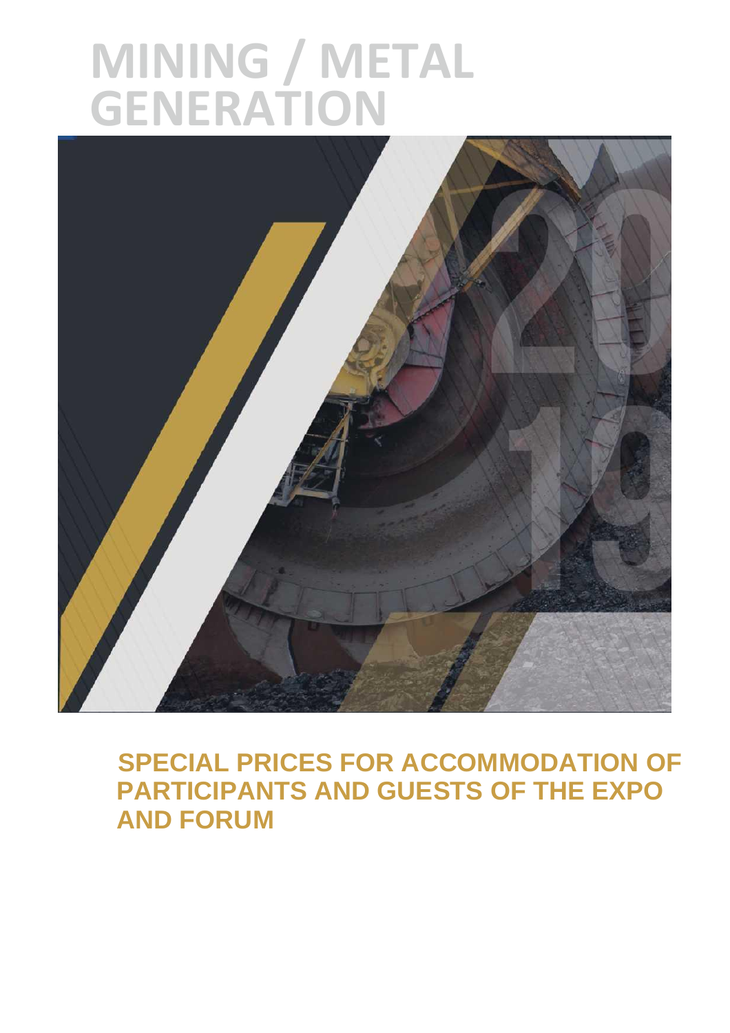# MINING / METAL GENERATION

## SPECIAL PRICES FOR ACCOMMODATION OF PARTICIPANTS AND GUESTS OF THE EXPO AND FORUM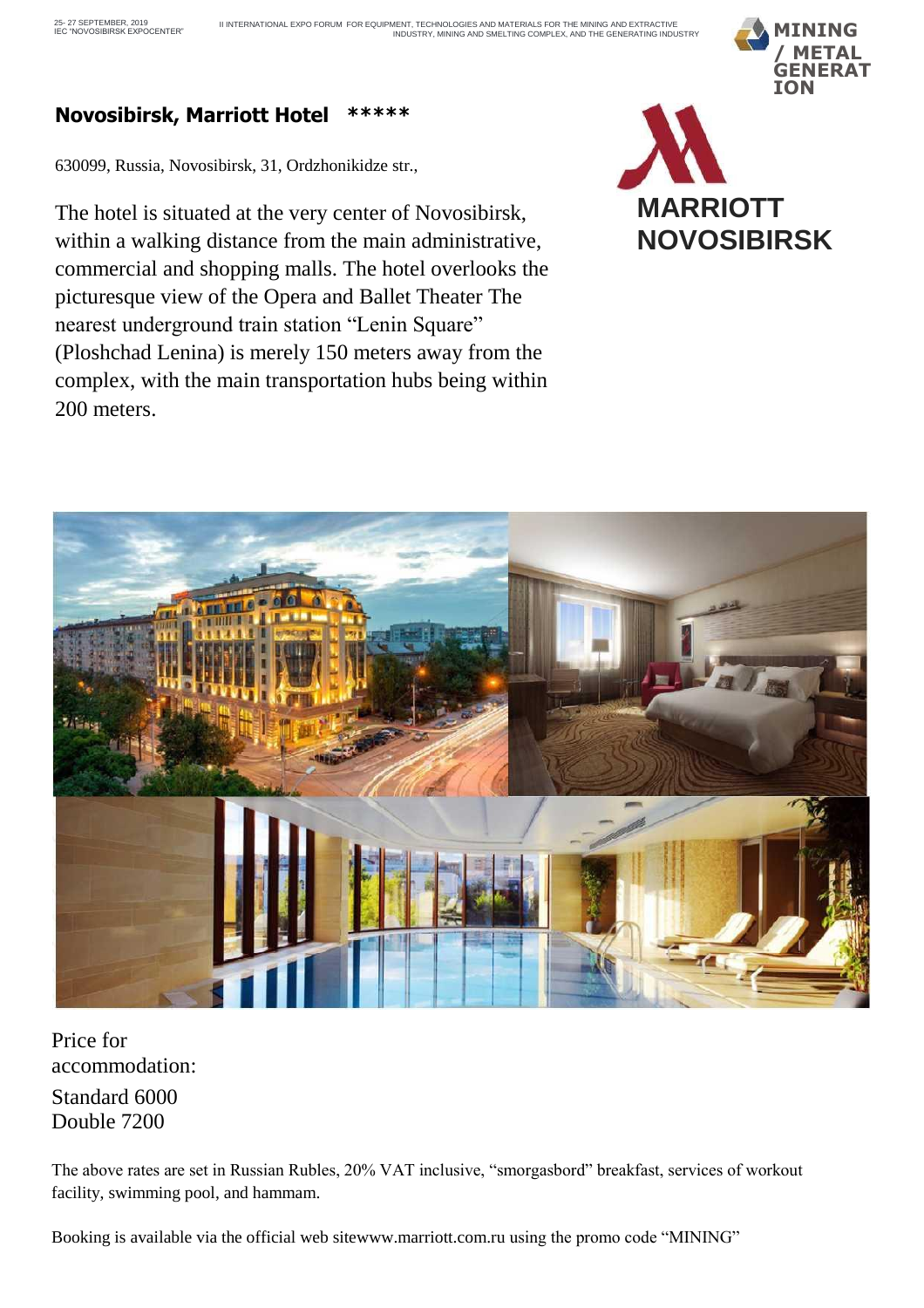## Novosibirsk, Marriott Hotel *****

630099, Russia, Novosibirsk, 31, Ordzhonikidze str.,

The hotel is situated at the very center of Novosibirsk, within a walking distance from the main administrative, commercial and shopping malls. The hotel overlooks the picturesque view of the Opera and Ballet Theater The nearest underground train station "Lenin Square" (Ploshchad Lenina) is merely 150 meters away from the complex, with the main transportation hubs being within 200 meters.

MARRIOTT NOVOSIBIRSK

Price for accommodation:

Standard 6000
Double 7200

The above rates are set in Russian Rubles, 20% VAT inclusive, "smorgasbord" breakfast, services of workout facility, swimming pool, and hammam.

Booking is available via the official web sitewww.marriott.com.ru using the promo code "MINING"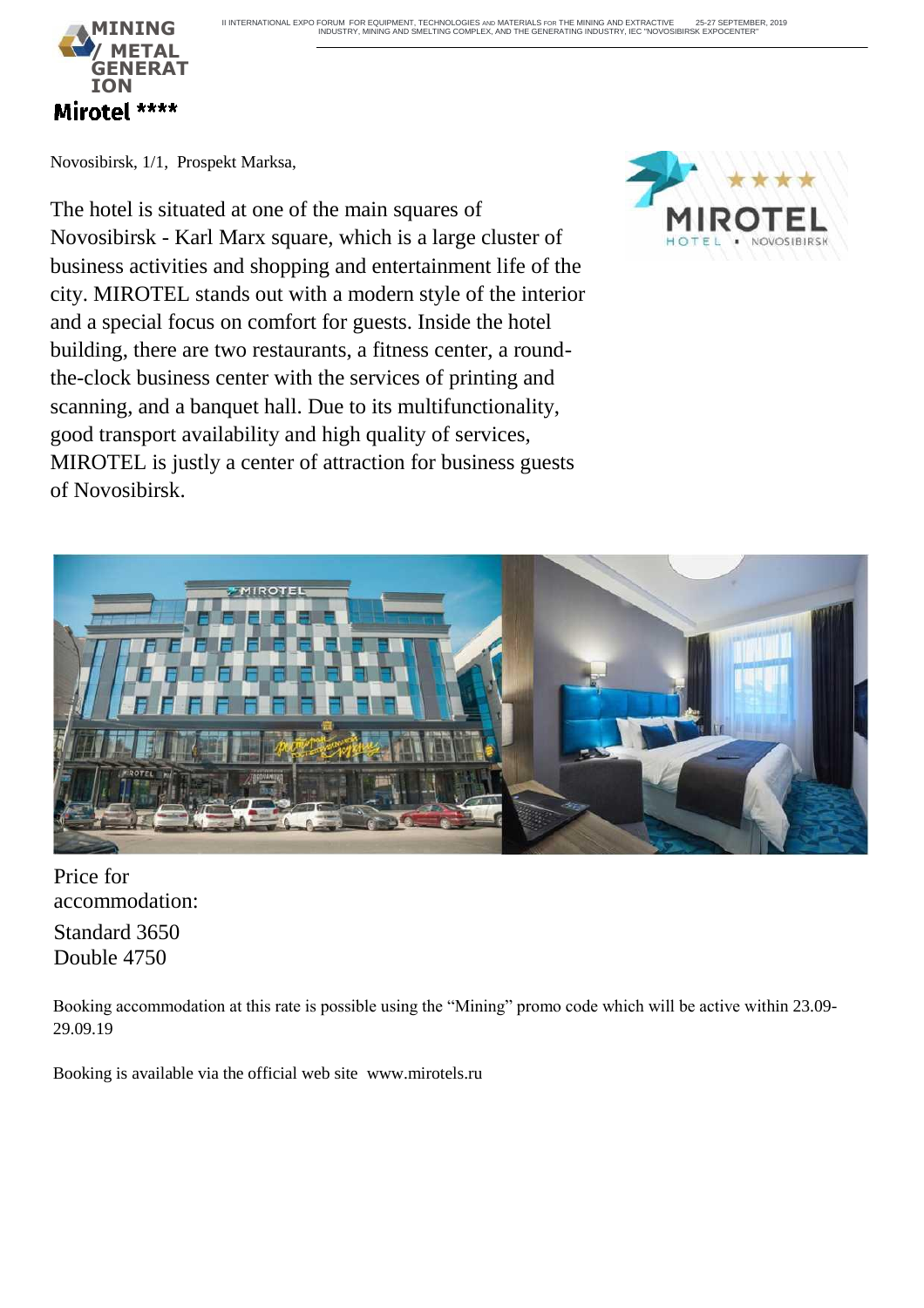# Mirotel ****

Novosibirsk, 1/1, Prospekt Marksa,

The hotel is situated at one of the main squares of Novosibirsk - Karl Marx square, which is a large cluster of business activities and shopping and entertainment life of the city. MIROTEL stands out with a modern style of the interior and a special focus on comfort for guests. Inside the hotel building, there are two restaurants, a fitness center, a round-the-clock business center with the services of printing and scanning, and a banquet hall. Due to its multifunctionality, good transport availability and high quality of services, MIROTEL is justly a center of attraction for business guests of Novosibirsk.

Price for accommodation:

Standard 3650
Double 4750

Booking accommodation at this rate is possible using the “Mining” promo code which will be active within 23.09-29.09.19

Booking is available via the official web site www.mirotels.ru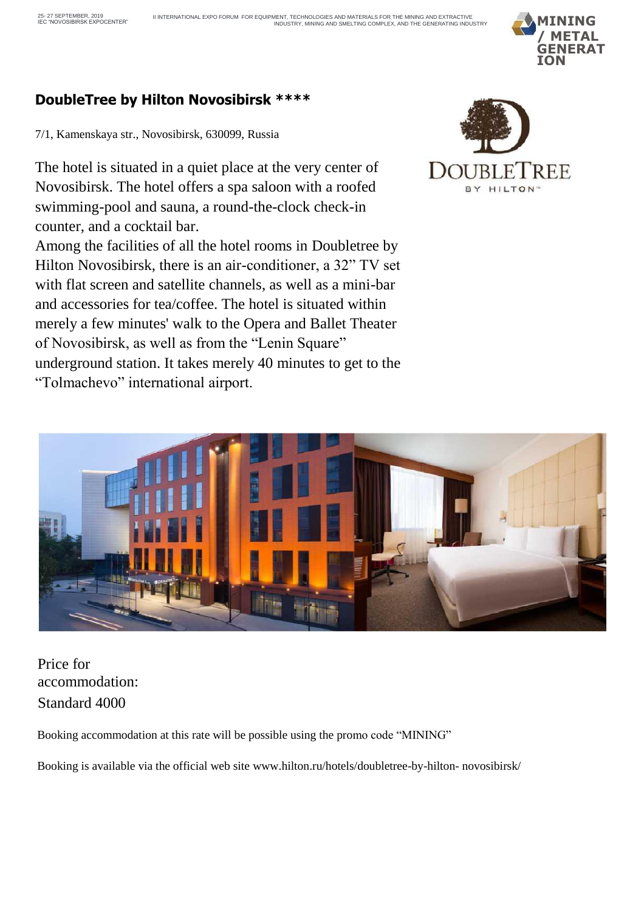## DoubleTree by Hilton Novosibirsk ****

7/1, Kamenskaya str., Novosibirsk, 630099, Russia

The hotel is situated in a quiet place at the very center of Novosibirsk. The hotel offers a spa saloon with a roofed swimming-pool and sauna, a round-the-clock check-in counter, and a cocktail bar.

Among the facilities of all the hotel rooms in Doubletree by Hilton Novosibirsk, there is an air-conditioner, a 32” TV set with flat screen and satellite channels, as well as a mini-bar and accessories for tea/coffee. The hotel is situated within merely a few minutes' walk to the Opera and Ballet Theater of Novosibirsk, as well as from the “Lenin Square” underground station. It takes merely 40 minutes to get to the “Tolmachevo” international airport.

Price for accommodation:
Standard 4000

Booking accommodation at this rate will be possible using the promo code “MINING”

Booking is available via the official web site www.hilton.ru/hotels/doubletree-by-hilton- novosibirsk/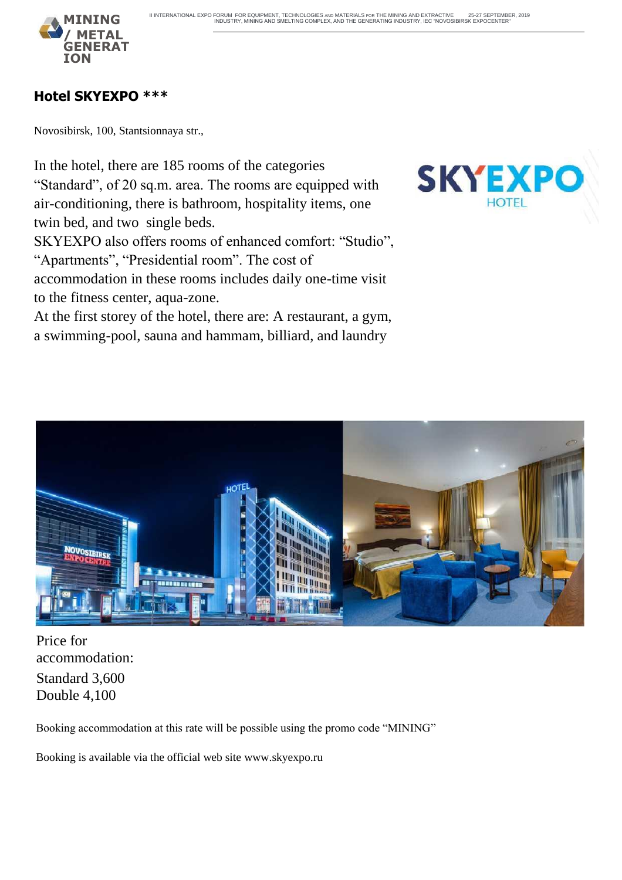## Hotel SKYEXPO ***

Novosibirsk, 100, Stantsionnaya str.,

In the hotel, there are 185 rooms of the categories "Standard", of 20 sq.m. area. The rooms are equipped with air-conditioning, there is bathroom, hospitality items, one twin bed, and two single beds.

SKYEXPO also offers rooms of enhanced comfort: "Studio", "Apartments", "Presidential room". The cost of accommodation in these rooms includes daily one-time visit to the fitness center, aqua-zone.

At the first storey of the hotel, there are: A restaurant, a gym, a swimming-pool, sauna and hammam, billiard, and laundry

Price for accommodation:

Standard 3,600

Double 4,100

Booking accommodation at this rate will be possible using the promo code "MINING"

Booking is available via the official web site www.skyexpo.ru